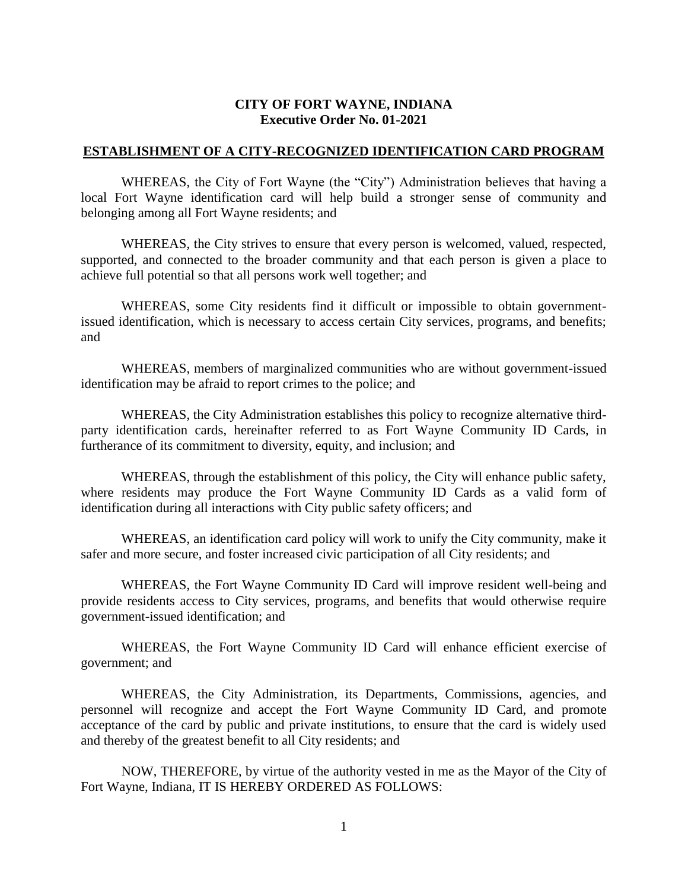**CITY OF FORT WAYNE, INDIANA**
**Executive Order No. 01-2021**

## ESTABLISHMENT OF A CITY-RECOGNIZED IDENTIFICATION CARD PROGRAM

WHEREAS, the City of Fort Wayne (the "City") Administration believes that having a local Fort Wayne identification card will help build a stronger sense of community and belonging among all Fort Wayne residents; and

WHEREAS, the City strives to ensure that every person is welcomed, valued, respected, supported, and connected to the broader community and that each person is given a place to achieve full potential so that all persons work well together; and

WHEREAS, some City residents find it difficult or impossible to obtain government-issued identification, which is necessary to access certain City services, programs, and benefits; and

WHEREAS, members of marginalized communities who are without government-issued identification may be afraid to report crimes to the police; and

WHEREAS, the City Administration establishes this policy to recognize alternative third-party identification cards, hereinafter referred to as Fort Wayne Community ID Cards, in furtherance of its commitment to diversity, equity, and inclusion; and

WHEREAS, through the establishment of this policy, the City will enhance public safety, where residents may produce the Fort Wayne Community ID Cards as a valid form of identification during all interactions with City public safety officers; and

WHEREAS, an identification card policy will work to unify the City community, make it safer and more secure, and foster increased civic participation of all City residents; and

WHEREAS, the Fort Wayne Community ID Card will improve resident well-being and provide residents access to City services, programs, and benefits that would otherwise require government-issued identification; and

WHEREAS, the Fort Wayne Community ID Card will enhance efficient exercise of government; and

WHEREAS, the City Administration, its Departments, Commissions, agencies, and personnel will recognize and accept the Fort Wayne Community ID Card, and promote acceptance of the card by public and private institutions, to ensure that the card is widely used and thereby of the greatest benefit to all City residents; and

NOW, THEREFORE, by virtue of the authority vested in me as the Mayor of the City of Fort Wayne, Indiana, IT IS HEREBY ORDERED AS FOLLOWS: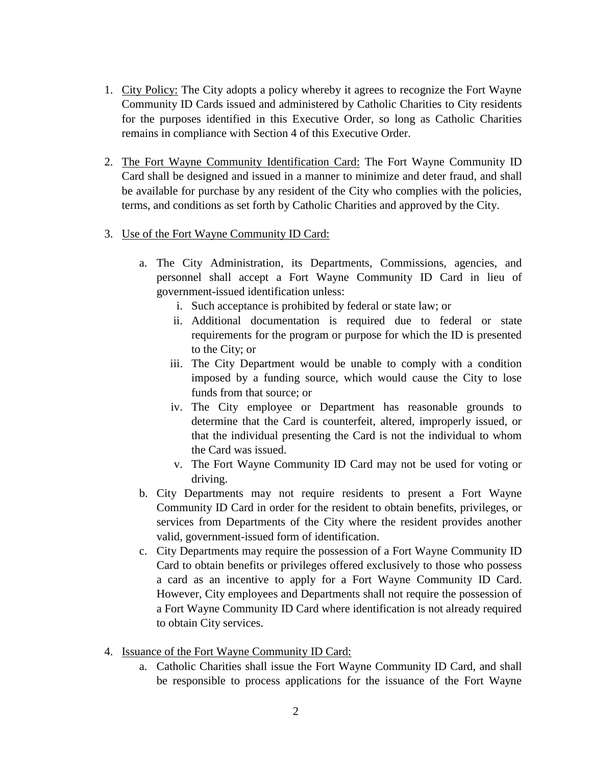1. <u>City Policy:</u> The City adopts a policy whereby it agrees to recognize the Fort Wayne Community ID Cards issued and administered by Catholic Charities to City residents for the purposes identified in this Executive Order, so long as Catholic Charities remains in compliance with Section 4 of this Executive Order.

2. <u>The Fort Wayne Community Identification Card:</u> The Fort Wayne Community ID Card shall be designed and issued in a manner to minimize and deter fraud, and shall be available for purchase by any resident of the City who complies with the policies, terms, and conditions as set forth by Catholic Charities and approved by the City.

3. <u>Use of the Fort Wayne Community ID Card:</u>

    a. The City Administration, its Departments, Commissions, agencies, and personnel shall accept a Fort Wayne Community ID Card in lieu of government-issued identification unless:
        i. Such acceptance is prohibited by federal or state law; or
        ii. Additional documentation is required due to federal or state requirements for the program or purpose for which the ID is presented to the City; or
        iii. The City Department would be unable to comply with a condition imposed by a funding source, which would cause the City to lose funds from that source; or
        iv. The City employee or Department has reasonable grounds to determine that the Card is counterfeit, altered, improperly issued, or that the individual presenting the Card is not the individual to whom the Card was issued.
        v. The Fort Wayne Community ID Card may not be used for voting or driving.

    b. City Departments may not require residents to present a Fort Wayne Community ID Card in order for the resident to obtain benefits, privileges, or services from Departments of the City where the resident provides another valid, government-issued form of identification.

    c. City Departments may require the possession of a Fort Wayne Community ID Card to obtain benefits or privileges offered exclusively to those who possess a card as an incentive to apply for a Fort Wayne Community ID Card. However, City employees and Departments shall not require the possession of a Fort Wayne Community ID Card where identification is not already required to obtain City services.

4. <u>Issuance of the Fort Wayne Community ID Card:</u>

    a. Catholic Charities shall issue the Fort Wayne Community ID Card, and shall be responsible to process applications for the issuance of the Fort Wayne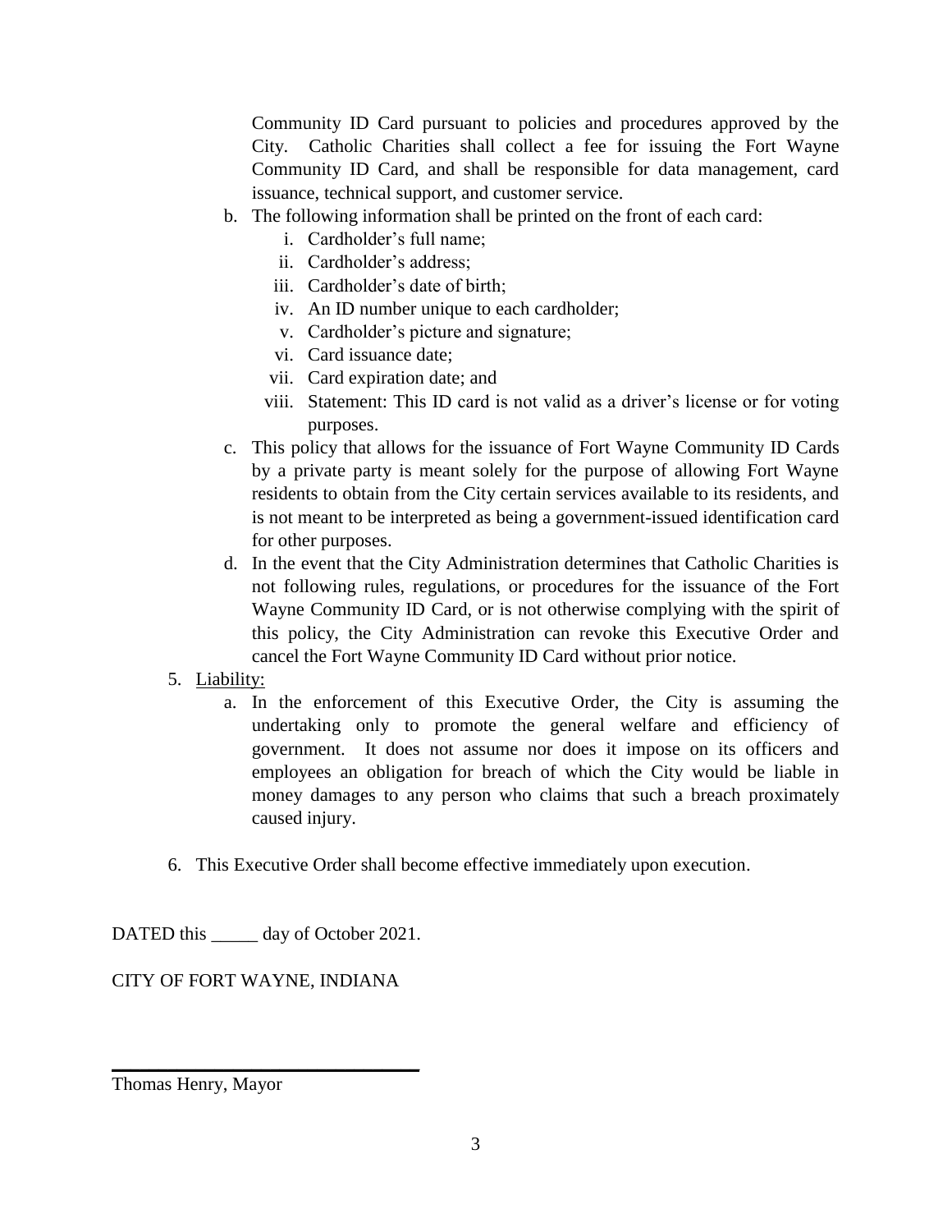Community ID Card pursuant to policies and procedures approved by the City. Catholic Charities shall collect a fee for issuing the Fort Wayne Community ID Card, and shall be responsible for data management, card issuance, technical support, and customer service.

b. The following information shall be printed on the front of each card:
   i. Cardholder's full name;
   ii. Cardholder's address;
   iii. Cardholder's date of birth;
   iv. An ID number unique to each cardholder;
   v. Cardholder's picture and signature;
   vi. Card issuance date;
   vii. Card expiration date; and
   viii. Statement: This ID card is not valid as a driver's license or for voting purposes.

c. This policy that allows for the issuance of Fort Wayne Community ID Cards by a private party is meant solely for the purpose of allowing Fort Wayne residents to obtain from the City certain services available to its residents, and is not meant to be interpreted as being a government-issued identification card for other purposes.

d. In the event that the City Administration determines that Catholic Charities is not following rules, regulations, or procedures for the issuance of the Fort Wayne Community ID Card, or is not otherwise complying with the spirit of this policy, the City Administration can revoke this Executive Order and cancel the Fort Wayne Community ID Card without prior notice.

5. Liability:
   a. In the enforcement of this Executive Order, the City is assuming the undertaking only to promote the general welfare and efficiency of government. It does not assume nor does it impose on its officers and employees an obligation for breach of which the City would be liable in money damages to any person who claims that such a breach proximately caused injury.

6. This Executive Order shall become effective immediately upon execution.

DATED this _____ day of October 2021.

CITY OF FORT WAYNE, INDIANA

_________________________________

Thomas Henry, Mayor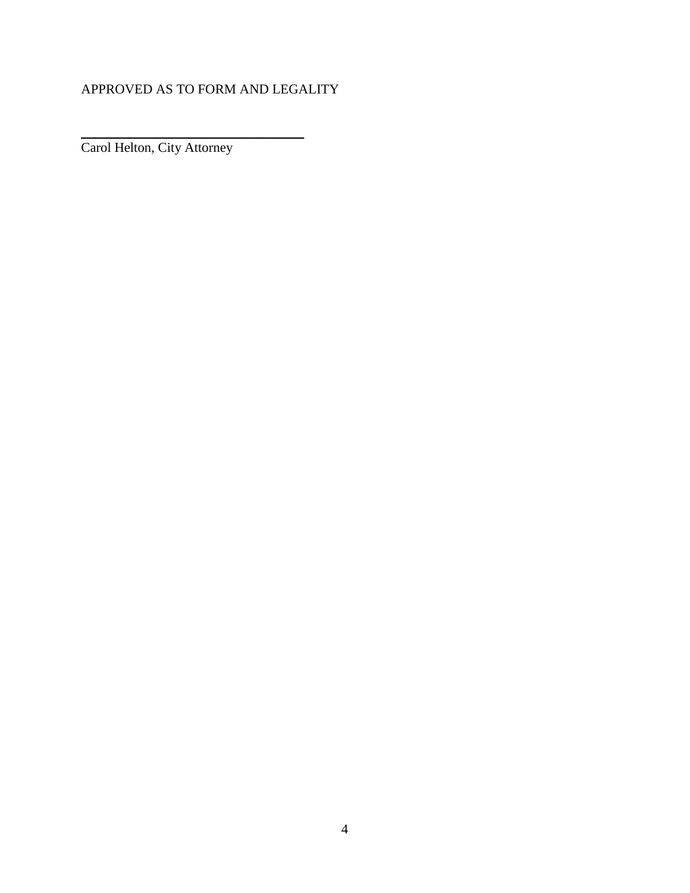APPROVED AS TO FORM AND LEGALITY

\_\_\_\_\_\_\_\_\_\_\_\_\_\_\_\_\_\_\_\_\_\_\_\_\_\_\_\_\_\_\_\_\_\_\_\_

Carol Helton, City Attorney